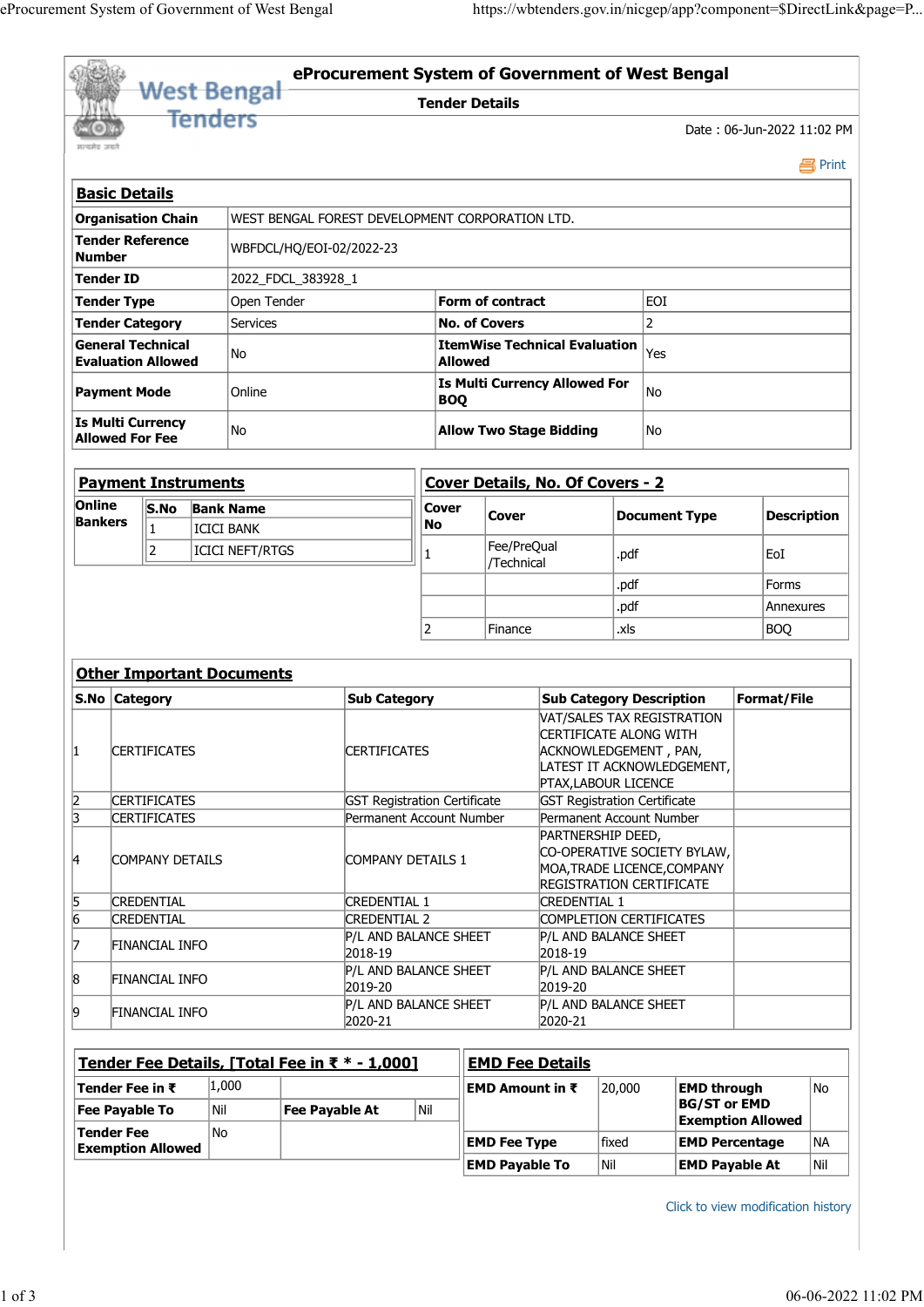# eProcurement System of Government of West Bengal

## Tender Details

Date : 06-Jun-2022 11:02 PM

Print

### Basic Details

| | | | |
|---|---|---|---|
| **Organisation Chain** | WEST BENGAL FOREST DEVELOPMENT CORPORATION LTD. | | |
| **Tender Reference Number** | WBFDCL/HQ/EOI-02/2022-23 | | |
| **Tender ID** | 2022_FDCL_383928_1 | | |
| **Tender Type** | Open Tender | **Form of contract** | EOI |
| **Tender Category** | Services | **No. of Covers** | 2 |
| **General Technical Evaluation Allowed** | No | **ItemWise Technical Evaluation Allowed** | Yes |
| **Payment Mode** | Online | **Is Multi Currency Allowed For BOQ** | No |
| **Is Multi Currency Allowed For Fee** | No | **Allow Two Stage Bidding** | No |

### Payment Instruments

| | S.No | Bank Name |
|---|---|---|
| **Online Bankers** | 1 | ICICI BANK |
| | 2 | ICICI NEFT/RTGS |

### Cover Details, No. Of Covers - 2

| Cover No | Cover | Document Type | Description |
|---|---|---|---|
| 1 | Fee/PreQual /Technical | .pdf | EoI |
| | | .pdf | Forms |
| | | .pdf | Annexures |
| 2 | Finance | .xls | BOQ |

### Other Important Documents

| S.No | Category | Sub Category | Sub Category Description | Format/File |
|---|---|---|---|---|
| 1 | CERTIFICATES | CERTIFICATES | VAT/SALES TAX REGISTRATION CERTIFICATE ALONG WITH ACKNOWLEDGEMENT , PAN, LATEST IT ACKNOWLEDGEMENT, PTAX,LABOUR LICENCE | |
| 2 | CERTIFICATES | GST Registration Certificate | GST Registration Certificate | |
| 3 | CERTIFICATES | Permanent Account Number | Permanent Account Number | |
| 4 | COMPANY DETAILS | COMPANY DETAILS 1 | PARTNERSHIP DEED, CO-OPERATIVE SOCIETY BYLAW, MOA,TRADE LICENCE,COMPANY REGISTRATION CERTIFICATE | |
| 5 | CREDENTIAL | CREDENTIAL 1 | CREDENTIAL 1 | |
| 6 | CREDENTIAL | CREDENTIAL 2 | COMPLETION CERTIFICATES | |
| 7 | FINANCIAL INFO | P/L AND BALANCE SHEET 2018-19 | P/L AND BALANCE SHEET 2018-19 | |
| 8 | FINANCIAL INFO | P/L AND BALANCE SHEET 2019-20 | P/L AND BALANCE SHEET 2019-20 | |
| 9 | FINANCIAL INFO | P/L AND BALANCE SHEET 2020-21 | P/L AND BALANCE SHEET 2020-21 | |

### Tender Fee Details, [Total Fee in ₹ * - 1,000]

| | | | |
|---|---|---|---|
| **Tender Fee in ₹** | 1,000 | | |
| **Fee Payable To** | Nil | **Fee Payable At** | Nil |
| **Tender Fee Exemption Allowed** | No | | |

### EMD Fee Details

| | | | |
|---|---|---|---|
| **EMD Amount in ₹** | 20,000 | **EMD through BG/ST or EMD Exemption Allowed** | No |
| **EMD Fee Type** | fixed | **EMD Percentage** | NA |
| **EMD Payable To** | Nil | **EMD Payable At** | Nil |

Click to view modification history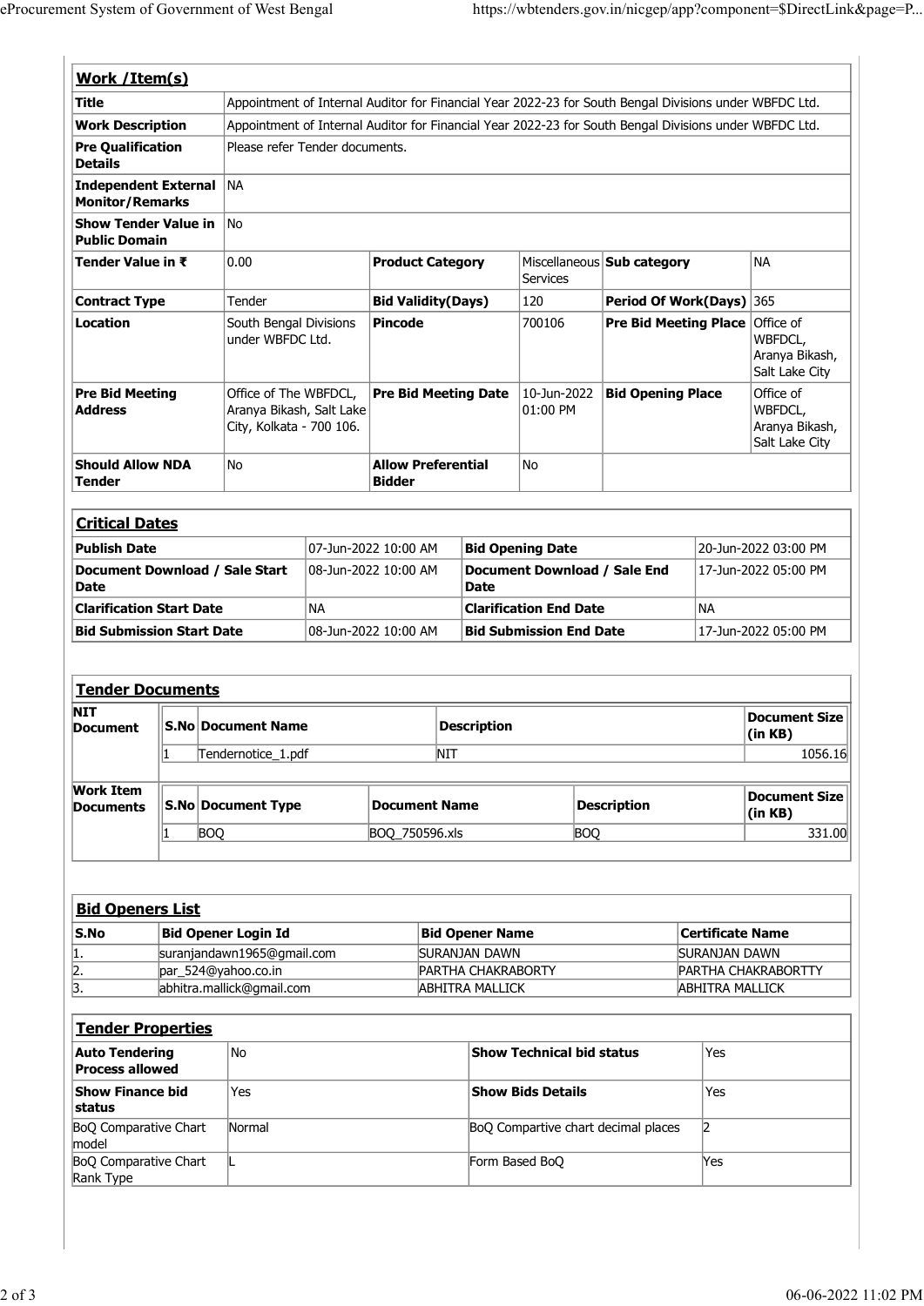## Work /Item(s)

| | | | | | | | |
|---|---|---|---|---|---|---|---|
| **Title** | Appointment of Internal Auditor for Financial Year 2022-23 for South Bengal Divisions under WBFDC Ltd. | | | | | | |
| **Work Description** | Appointment of Internal Auditor for Financial Year 2022-23 for South Bengal Divisions under WBFDC Ltd. | | | | | | |
| **Pre Qualification Details** | Please refer Tender documents. | | | | | | |
| **Independent External Monitor/Remarks** | NA | | | | | | |
| **Show Tender Value in Public Domain** | No | | | | | | |
| **Tender Value in ₹** | 0.00 | **Product Category** | Miscellaneous Services | **Sub category** | NA | | |
| **Contract Type** | Tender | **Bid Validity(Days)** | 120 | **Period Of Work(Days)** | 365 | | |
| **Location** | South Bengal Divisions under WBFDC Ltd. | **Pincode** | 700106 | **Pre Bid Meeting Place** | Office of WBFDCL, Aranya Bikash, Salt Lake City | | |
| **Pre Bid Meeting Address** | Office of The WBFDCL, Aranya Bikash, Salt Lake City, Kolkata - 700 106. | **Pre Bid Meeting Date** | 10-Jun-2022 01:00 PM | **Bid Opening Place** | Office of WBFDCL, Aranya Bikash, Salt Lake City | | |
| **Should Allow NDA Tender** | No | **Allow Preferential Bidder** | No | | | | |

## Critical Dates

| | | | |
|---|---|---|---|
| **Publish Date** | 07-Jun-2022 10:00 AM | **Bid Opening Date** | 20-Jun-2022 03:00 PM |
| **Document Download / Sale Start Date** | 08-Jun-2022 10:00 AM | **Document Download / Sale End Date** | 17-Jun-2022 05:00 PM |
| **Clarification Start Date** | NA | **Clarification End Date** | NA |
| **Bid Submission Start Date** | 08-Jun-2022 10:00 AM | **Bid Submission End Date** | 17-Jun-2022 05:00 PM |

## Tender Documents

**NIT Document**

| S.No | Document Name | Description | Document Size (in KB) |
|---|---|---|---|
| 1 | Tendernotice_1.pdf | NIT | 1056.16 |

**Work Item Documents**

| S.No | Document Type | Document Name | Description | Document Size (in KB) |
|---|---|---|---|---|
| 1 | BOQ | BOQ_750596.xls | BOQ | 331.00 |

## Bid Openers List

| S.No | Bid Opener Login Id | Bid Opener Name | Certificate Name |
|---|---|---|---|
| 1. | suranjandawn1965@gmail.com | SURANJAN DAWN | SURANJAN DAWN |
| 2. | par_524@yahoo.co.in | PARTHA CHAKRABORTY | PARTHA CHAKRABORTTY |
| 3. | abhitra.mallick@gmail.com | ABHITRA MALLICK | ABHITRA MALLICK |

## Tender Properties

| | | | |
|---|---|---|---|
| **Auto Tendering Process allowed** | No | **Show Technical bid status** | Yes |
| **Show Finance bid status** | Yes | **Show Bids Details** | Yes |
| BoQ Comparative Chart model | Normal | BoQ Compartive chart decimal places | 2 |
| BoQ Comparative Chart Rank Type | L | Form Based BoQ | Yes |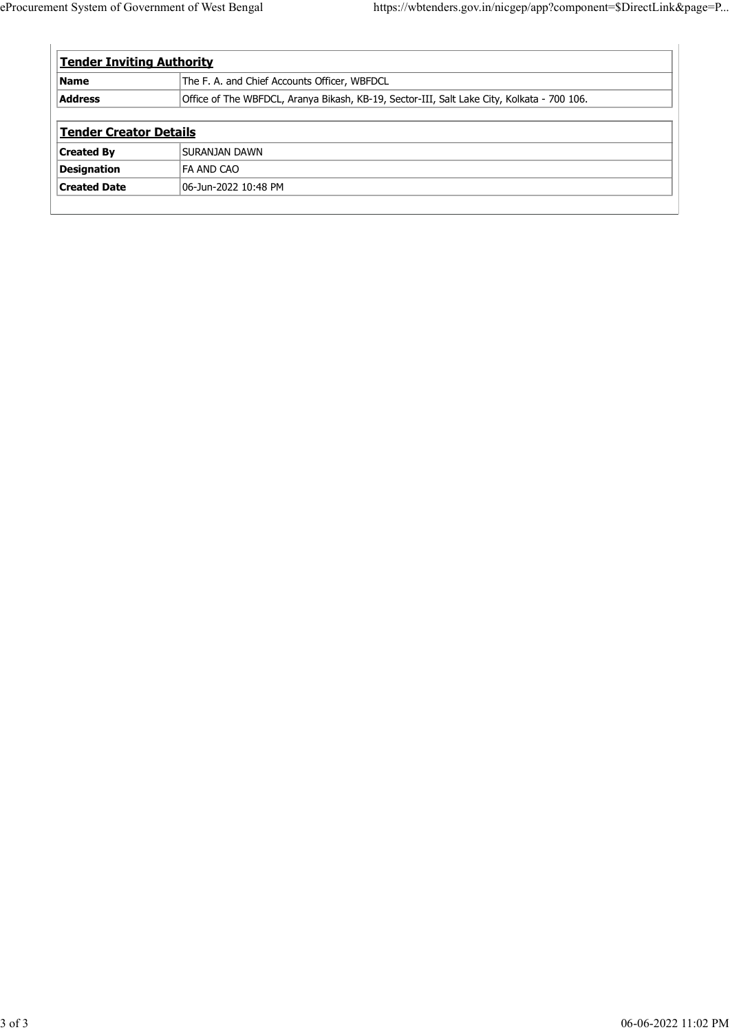| Tender Inviting Authority | |
|---|---|
| **Name** | The F. A. and Chief Accounts Officer, WBFDCL |
| **Address** | Office of The WBFDCL, Aranya Bikash, KB-19, Sector-III, Salt Lake City, Kolkata - 700 106. |

| Tender Creator Details | |
|---|---|
| **Created By** | SURANJAN DAWN |
| **Designation** | FA AND CAO |
| **Created Date** | 06-Jun-2022 10:48 PM |